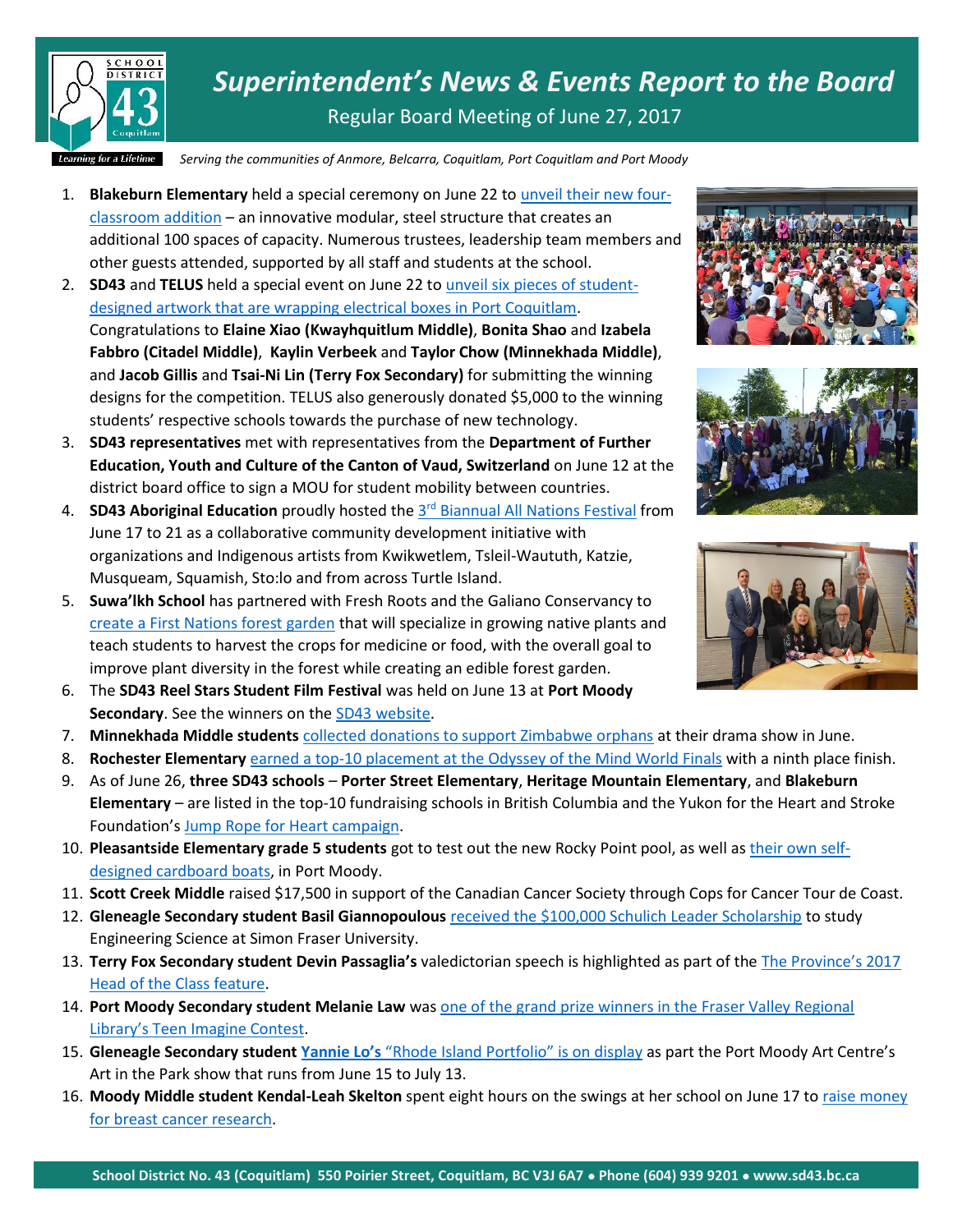# Superintendent's News & Events Report to the Board

Regular Board Meeting of June 27, 2017

*Learning for a Lifetime*

*Serving the communities of Anmore, Belcarra, Coquitlam, Port Coquitlam and Port Moody*

1. **Blakeburn Elementary** held a special ceremony on June 22 to unveil their new four-classroom addition – an innovative modular, steel structure that creates an additional 100 spaces of capacity. Numerous trustees, leadership team members and other guests attended, supported by all staff and students at the school.
2. **SD43** and **TELUS** held a special event on June 22 to unveil six pieces of student-designed artwork that are wrapping electrical boxes in Port Coquitlam. Congratulations to **Elaine Xiao (Kwayhquitlum Middle)**, **Bonita Shao** and **Izabela Fabbro (Citadel Middle)**, **Kaylin Verbeek** and **Taylor Chow (Minnekhada Middle)**, and **Jacob Gillis** and **Tsai-Ni Lin (Terry Fox Secondary)** for submitting the winning designs for the competition. TELUS also generously donated $5,000 to the winning students' respective schools towards the purchase of new technology.
3. **SD43 representatives** met with representatives from the **Department of Further Education, Youth and Culture of the Canton of Vaud, Switzerland** on June 12 at the district board office to sign a MOU for student mobility between countries.
4. **SD43 Aboriginal Education** proudly hosted the 3rd Biannual All Nations Festival from June 17 to 21 as a collaborative community development initiative with organizations and Indigenous artists from Kwikwetlem, Tsleil-Waututh, Katzie, Musqueam, Squamish, Sto:lo and from across Turtle Island.
5. **Suwa'lkh School** has partnered with Fresh Roots and the Galiano Conservancy to create a First Nations forest garden that will specialize in growing native plants and teach students to harvest the crops for medicine or food, with the overall goal to improve plant diversity in the forest while creating an edible forest garden.
6. The **SD43 Reel Stars Student Film Festival** was held on June 13 at **Port Moody Secondary**. See the winners on the SD43 website.
7. **Minnekhada Middle students** collected donations to support Zimbabwe orphans at their drama show in June.
8. **Rochester Elementary** earned a top-10 placement at the Odyssey of the Mind World Finals with a ninth place finish.
9. As of June 26, **three SD43 schools** – **Porter Street Elementary**, **Heritage Mountain Elementary**, and **Blakeburn Elementary** – are listed in the top-10 fundraising schools in British Columbia and the Yukon for the Heart and Stroke Foundation's Jump Rope for Heart campaign.
10. **Pleasantside Elementary grade 5 students** got to test out the new Rocky Point pool, as well as their own self-designed cardboard boats, in Port Moody.
11. **Scott Creek Middle** raised $17,500 in support of the Canadian Cancer Society through Cops for Cancer Tour de Coast.
12. **Gleneagle Secondary student Basil Giannopoulous** received the $100,000 Schulich Leader Scholarship to study Engineering Science at Simon Fraser University.
13. **Terry Fox Secondary student Devin Passaglia's** valedictorian speech is highlighted as part of the The Province's 2017 Head of the Class feature.
14. **Port Moody Secondary student Melanie Law** was one of the grand prize winners in the Fraser Valley Regional Library's Teen Imagine Contest.
15. **Gleneagle Secondary student Yannie Lo's** "Rhode Island Portfolio" is on display as part the Port Moody Art Centre's Art in the Park show that runs from June 15 to July 13.
16. **Moody Middle student Kendal-Leah Skelton** spent eight hours on the swings at her school on June 17 to raise money for breast cancer research.

**School District No. 43 (Coquitlam) 550 Poirier Street, Coquitlam, BC V3J 6A7 • Phone (604) 939 9201 • www.sd43.bc.ca**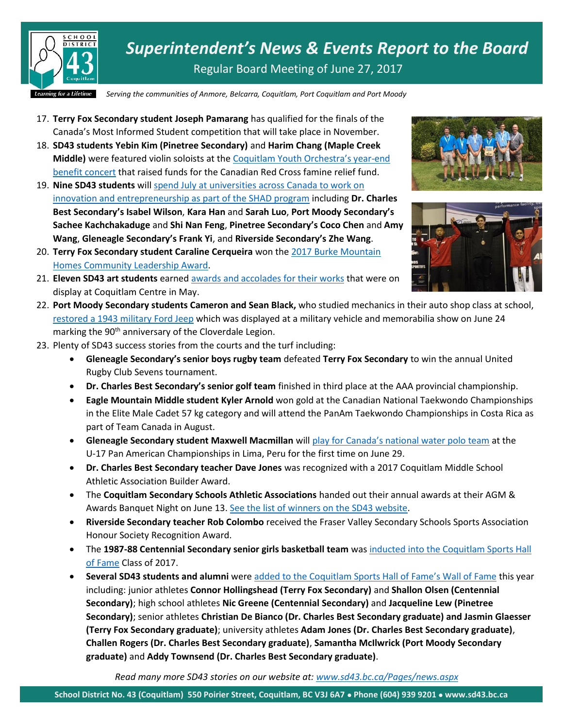# *Superintendent's News & Events Report to the Board*

Regular Board Meeting of June 27, 2017

*Serving the communities of Anmore, Belcarra, Coquitlam, Port Coquitlam and Port Moody*

17. **Terry Fox Secondary student Joseph Pamarang** has qualified for the finals of the Canada's Most Informed Student competition that will take place in November.
18. **SD43 students Yebin Kim (Pinetree Secondary)** and **Harim Chang (Maple Creek Middle)** were featured violin soloists at the Coquitlam Youth Orchestra's year-end benefit concert that raised funds for the Canadian Red Cross famine relief fund.
19. **Nine SD43 students** will spend July at universities across Canada to work on innovation and entrepreneurship as part of the SHAD program including **Dr. Charles Best Secondary's Isabel Wilson**, **Kara Han** and **Sarah Luo**, **Port Moody Secondary's Sachee Kachchakaduge** and **Shi Nan Feng**, **Pinetree Secondary's Coco Chen** and **Amy Wang**, **Gleneagle Secondary's Frank Yi**, and **Riverside Secondary's Zhe Wang**.
20. **Terry Fox Secondary student Caraline Cerqueira** won the 2017 Burke Mountain Homes Community Leadership Award.
21. **Eleven SD43 art students** earned awards and accolades for their works that were on display at Coquitlam Centre in May.
22. **Port Moody Secondary students Cameron and Sean Black,** who studied mechanics in their auto shop class at school, restored a 1943 military Ford Jeep which was displayed at a military vehicle and memorabilia show on June 24 marking the 90th anniversary of the Cloverdale Legion.
23. Plenty of SD43 success stories from the courts and the turf including:
    - **Gleneagle Secondary's senior boys rugby team** defeated **Terry Fox Secondary** to win the annual United Rugby Club Sevens tournament.
    - **Dr. Charles Best Secondary's senior golf team** finished in third place at the AAA provincial championship.
    - **Eagle Mountain Middle student Kyler Arnold** won gold at the Canadian National Taekwondo Championships in the Elite Male Cadet 57 kg category and will attend the PanAm Taekwondo Championships in Costa Rica as part of Team Canada in August.
    - **Gleneagle Secondary student Maxwell Macmillan** will play for Canada's national water polo team at the U-17 Pan American Championships in Lima, Peru for the first time on June 29.
    - **Dr. Charles Best Secondary teacher Dave Jones** was recognized with a 2017 Coquitlam Middle School Athletic Association Builder Award.
    - The **Coquitlam Secondary Schools Athletic Associations** handed out their annual awards at their AGM & Awards Banquet Night on June 13. See the list of winners on the SD43 website.
    - **Riverside Secondary teacher Rob Colombo** received the Fraser Valley Secondary Schools Sports Association Honour Society Recognition Award.
    - The **1987-88 Centennial Secondary senior girls basketball team** was inducted into the Coquitlam Sports Hall of Fame Class of 2017.
    - **Several SD43 students and alumni** were added to the Coquitlam Sports Hall of Fame's Wall of Fame this year including: junior athletes **Connor Hollingshead (Terry Fox Secondary)** and **Shallon Olsen (Centennial Secondary)**; high school athletes **Nic Greene (Centennial Secondary)** and **Jacqueline Lew (Pinetree Secondary)**; senior athletes **Christian De Bianco (Dr. Charles Best Secondary graduate) and Jasmin Glaesser (Terry Fox Secondary graduate)**; university athletes **Adam Jones (Dr. Charles Best Secondary graduate)**, **Challen Rogers (Dr. Charles Best Secondary graduate)**, **Samantha McIlwrick (Port Moody Secondary graduate)** and **Addy Townsend (Dr. Charles Best Secondary graduate)**.

*Read many more SD43 stories on our website at: www.sd43.bc.ca/Pages/news.aspx*

**School District No. 43 (Coquitlam) 550 Poirier Street, Coquitlam, BC V3J 6A7 • Phone (604) 939 9201 • www.sd43.bc.ca**